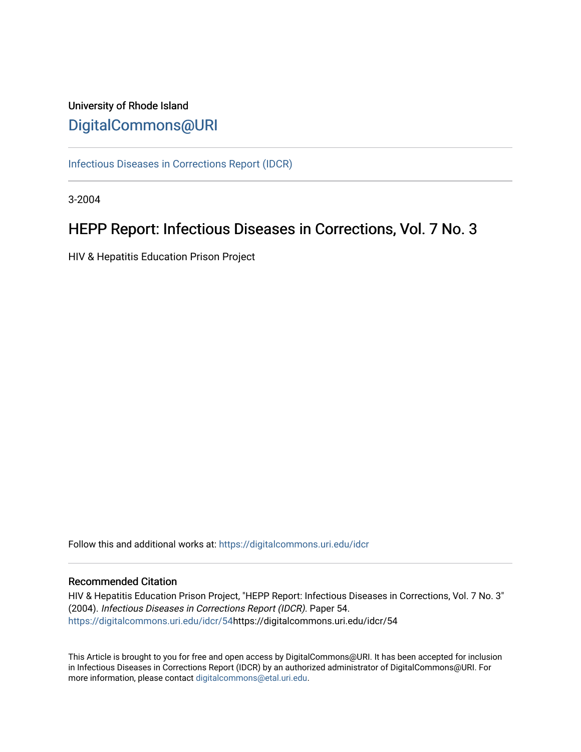University of Rhode Island

DigitalCommons@URI

Infectious Diseases in Corrections Report (IDCR)

3-2004

# HEPP Report: Infectious Diseases in Corrections, Vol. 7 No. 3

HIV & Hepatitis Education Prison Project

Follow this and additional works at: https://digitalcommons.uri.edu/idcr

## Recommended Citation

HIV & Hepatitis Education Prison Project, "HEPP Report: Infectious Diseases in Corrections, Vol. 7 No. 3" (2004). *Infectious Diseases in Corrections Report (IDCR).* Paper 54.
https://digitalcommons.uri.edu/idcr/54https://digitalcommons.uri.edu/idcr/54

This Article is brought to you for free and open access by DigitalCommons@URI. It has been accepted for inclusion in Infectious Diseases in Corrections Report (IDCR) by an authorized administrator of DigitalCommons@URI. For more information, please contact digitalcommons@etal.uri.edu.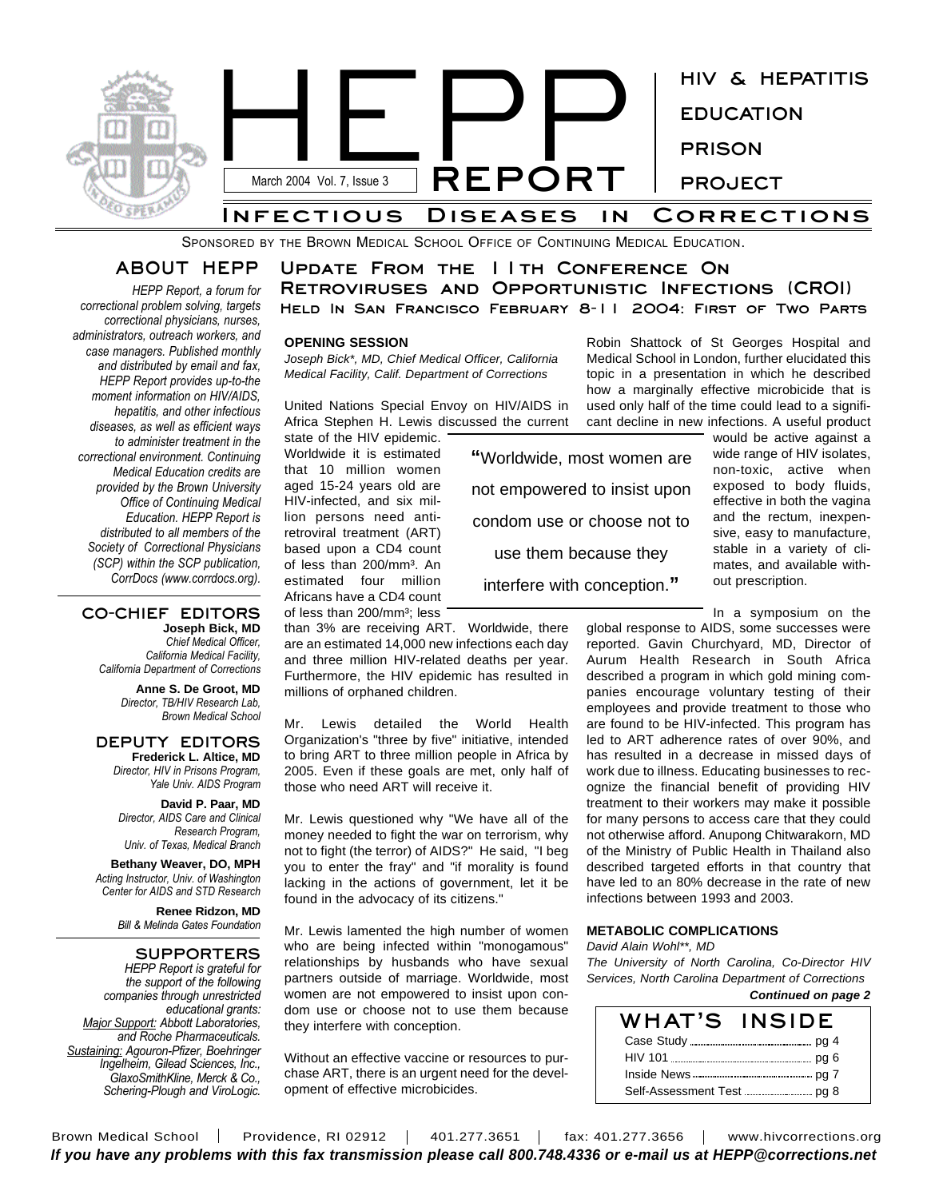# HEPP REPORT

March 2004 Vol. 7, Issue 3

HIV & HEPATITIS EDUCATION PRISON PROJECT

## Infectious Diseases in Corrections

Sponsored by the Brown Medical School Office of Continuing Medical Education.

## ABOUT HEPP

*HEPP Report, a forum for correctional problem solving, targets correctional physicians, nurses, administrators, outreach workers, and case managers. Published monthly and distributed by email and fax, HEPP Report provides up-to-the moment information on HIV/AIDS, hepatitis, and other infectious diseases, as well as efficient ways to administer treatment in the correctional environment. Continuing Medical Education credits are provided by the Brown University Office of Continuing Medical Education. HEPP Report is distributed to all members of the Society of Correctional Physicians (SCP) within the SCP publication, CorrDocs (www.corrdocs.org).*

## CO-CHIEF EDITORS

**Joseph Bick, MD**
*Chief Medical Officer, California Medical Facility, California Department of Corrections*

**Anne S. De Groot, MD**
*Director, TB/HIV Research Lab, Brown Medical School*

## DEPUTY EDITORS

**Frederick L. Altice, MD**
*Director, HIV in Prisons Program, Yale Univ. AIDS Program*

**David P. Paar, MD**
*Director, AIDS Care and Clinical Research Program, Univ. of Texas, Medical Branch*

**Bethany Weaver, DO, MPH**
*Acting Instructor, Univ. of Washington Center for AIDS and STD Research*

**Renee Ridzon, MD**
*Bill & Melinda Gates Foundation*

## SUPPORTERS

*HEPP Report is grateful for the support of the following companies through unrestricted educational grants: Major Support: Abbott Laboratories, and Roche Pharmaceuticals. Sustaining: Agouron-Pfizer, Boehringer Ingelheim, Gilead Sciences, Inc., GlaxoSmithKline, Merck & Co., Schering-Plough and ViroLogic.*

# Update From the 11th Conference On Retroviruses and Opportunistic Infections (CROI) Held In San Francisco February 8-11 2004: First of Two Parts

### OPENING SESSION

*Joseph Bick\*, MD, Chief Medical Officer, California Medical Facility, Calif. Department of Corrections*

United Nations Special Envoy on HIV/AIDS in Africa Stephen H. Lewis discussed the current state of the HIV epidemic. Worldwide it is estimated that 10 million women aged 15-24 years old are HIV-infected, and six million persons need antiretroviral treatment (ART) based upon a CD4 count of less than 200/mm³. An estimated four million Africans have a CD4 count of less than 200/mm³; less than 3% are receiving ART. Worldwide, there are an estimated 14,000 new infections each day and three million HIV-related deaths per year. Furthermore, the HIV epidemic has resulted in millions of orphaned children.

Mr. Lewis detailed the World Health Organization's "three by five" initiative, intended to bring ART to three million people in Africa by 2005. Even if these goals are met, only half of those who need ART will receive it.

Mr. Lewis questioned why "We have all of the money needed to fight the war on terrorism, why not to fight (the terror) of AIDS?" He said, "I beg you to enter the fray" and "if morality is found lacking in the actions of government, let it be found in the advocacy of its citizens."

Mr. Lewis lamented the high number of women who are being infected within "monogamous" relationships by husbands who have sexual partners outside of marriage. Worldwide, most women are not empowered to insist upon condom use or choose not to use them because they interfere with conception.

> "Worldwide, most women are not empowered to insist upon condom use or choose not to use them because they interfere with conception."

Without an effective vaccine or resources to purchase ART, there is an urgent need for the development of effective microbicides.

Robin Shattock of St Georges Hospital and Medical School in London, further elucidated this topic in a presentation in which he described how a marginally effective microbicide that is used only half of the time could lead to a significant decline in new infections. A useful product would be active against a wide range of HIV isolates, non-toxic, active when exposed to body fluids, effective in both the vagina and the rectum, inexpensive, easy to manufacture, stable in a variety of climates, and available without prescription.

In a symposium on the global response to AIDS, some successes were reported. Gavin Churchyard, MD, Director of Aurum Health Research in South Africa described a program in which gold mining companies encourage voluntary testing of their employees and provide treatment to those who are found to be HIV-infected. This program has led to ART adherence rates of over 90%, and has resulted in a decrease in missed days of work due to illness. Educating businesses to recognize the financial benefit of providing HIV treatment to their workers may make it possible for many persons to access care that they could not otherwise afford. Anupong Chitwarakorn, MD of the Ministry of Public Health in Thailand also described targeted efforts in that country that have led to an 80% decrease in the rate of new infections between 1993 and 2003.

### METABOLIC COMPLICATIONS

*David Alain Wohl\*\*, MD*
*The University of North Carolina, Co-Director HIV Services, North Carolina Department of Corrections*

***Continued on page 2***

## WHAT'S INSIDE

| | |
|---|---|
| Case Study | pg 4 |
| HIV 101 | pg 6 |
| Inside News | pg 7 |
| Self-Assessment Test | pg 8 |

Brown Medical School | Providence, RI 02912 | 401.277.3651 | fax: 401.277.3656 | www.hivcorrections.org

***If you have any problems with this fax transmission please call 800.748.4336 or e-mail us at HEPP@corrections.net***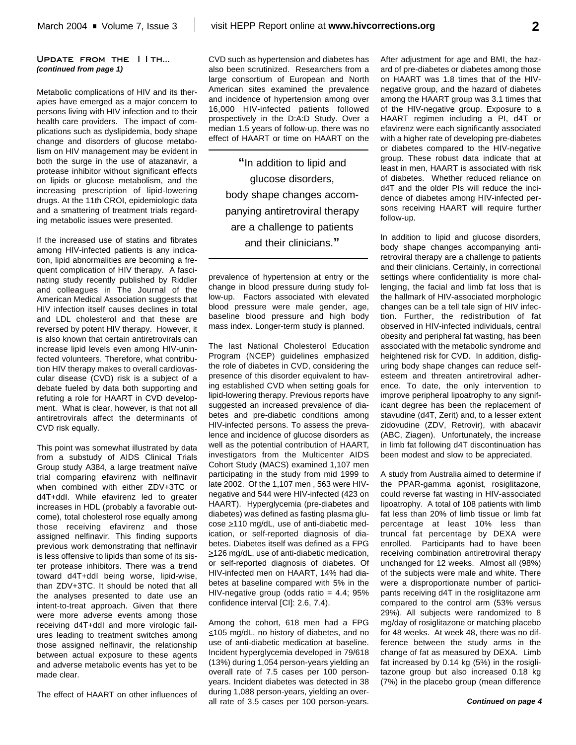### Update from the 11th...
***(continued from page 1)***

Metabolic complications of HIV and its therapies have emerged as a major concern to persons living with HIV infection and to their health care providers. The impact of complications such as dyslipidemia, body shape change and disorders of glucose metabolism on HIV management may be evident in both the surge in the use of atazanavir, a protease inhibitor without significant effects on lipids or glucose metabolism, and the increasing prescription of lipid-lowering drugs. At the 11th CROI, epidemiologic data and a smattering of treatment trials regarding metabolic issues were presented.

If the increased use of statins and fibrates among HIV-infected patients is any indication, lipid abnormalities are becoming a frequent complication of HIV therapy. A fascinating study recently published by Riddler and colleagues in The Journal of the American Medical Association suggests that HIV infection itself causes declines in total and LDL cholesterol and that these are reversed by potent HIV therapy. However, it is also known that certain antiretrovirals can increase lipid levels even among HIV-uninfected volunteers. Therefore, what contribution HIV therapy makes to overall cardiovascular disease (CVD) risk is a subject of a debate fueled by data both supporting and refuting a role for HAART in CVD development. What is clear, however, is that not all antiretrovirals affect the determinants of CVD risk equally.

This point was somewhat illustrated by data from a substudy of AIDS Clinical Trials Group study A384, a large treatment naïve trial comparing efavirenz with nelfinavir when combined with either ZDV+3TC or d4T+ddI. While efavirenz led to greater increases in HDL (probably a favorable outcome), total cholesterol rose equally among those receiving efavirenz and those assigned nelfinavir. This finding supports previous work demonstrating that nelfinavir is less offensive to lipids than some of its sister protease inhibitors. There was a trend toward d4T+ddI being worse, lipid-wise, than ZDV+3TC. It should be noted that all the analyses presented to date use an intent-to-treat approach. Given that there were more adverse events among those receiving d4T+ddI and more virologic failures leading to treatment switches among those assigned nelfinavir, the relationship between actual exposure to these agents and adverse metabolic events has yet to be made clear.

The effect of HAART on other influences of CVD such as hypertension and diabetes has also been scrutinized. Researchers from a large consortium of European and North American sites examined the prevalence and incidence of hypertension among over 16,000 HIV-infected patients followed prospectively in the D:A:D Study. Over a median 1.5 years of follow-up, there was no effect of HAART or time on HAART on the prevalence of hypertension at entry or the change in blood pressure during study follow-up. Factors associated with elevated blood pressure were male gender, age, baseline blood pressure and high body mass index. Longer-term study is planned.

> **"**In addition to lipid and glucose disorders, body shape changes accompanying antiretroviral therapy are a challenge to patients and their clinicians.**"**

The last National Cholesterol Education Program (NCEP) guidelines emphasized the role of diabetes in CVD, considering the presence of this disorder equivalent to having established CVD when setting goals for lipid-lowering therapy. Previous reports have suggested an increased prevalence of diabetes and pre-diabetic conditions among HIV-infected persons. To assess the prevalence and incidence of glucose disorders as well as the potential contribution of HAART, investigators from the Multicenter AIDS Cohort Study (MACS) examined 1,107 men participating in the study from mid 1999 to late 2002. Of the 1,107 men , 563 were HIV-negative and 544 were HIV-infected (423 on HAART). Hyperglycemia (pre-diabetes and diabetes) was defined as fasting plasma glucose ≥110 mg/dL, use of anti-diabetic medication, or self-reported diagnosis of diabetes. Diabetes itself was defined as a FPG ≥126 mg/dL, use of anti-diabetic medication, or self-reported diagnosis of diabetes. Of HIV-infected men on HAART, 14% had diabetes at baseline compared with 5% in the HIV-negative group (odds ratio = 4.4; 95% confidence interval [CI]: 2.6, 7.4).

Among the cohort, 618 men had a FPG ≤105 mg/dL, no history of diabetes, and no use of anti-diabetic medication at baseline. Incident hyperglycemia developed in 79/618 (13%) during 1,054 person-years yielding an overall rate of 7.5 cases per 100 person-years. Incident diabetes was detected in 38 during 1,088 person-years, yielding an overall rate of 3.5 cases per 100 person-years. After adjustment for age and BMI, the hazard of pre-diabetes or diabetes among those on HAART was 1.8 times that of the HIV-negative group, and the hazard of diabetes among the HAART group was 3.1 times that of the HIV-negative group. Exposure to a HAART regimen including a PI, d4T or efavirenz were each significantly associated with a higher rate of developing pre-diabetes or diabetes compared to the HIV-negative group. These robust data indicate that at least in men, HAART is associated with risk of diabetes. Whether reduced reliance on d4T and the older PIs will reduce the incidence of diabetes among HIV-infected persons receiving HAART will require further follow-up.

In addition to lipid and glucose disorders, body shape changes accompanying antiretroviral therapy are a challenge to patients and their clinicians. Certainly, in correctional settings where confidentiality is more challenging, the facial and limb fat loss that is the hallmark of HIV-associated morphologic changes can be a tell tale sign of HIV infection. Further, the redistribution of fat observed in HIV-infected individuals, central obesity and peripheral fat wasting, has been associated with the metabolic syndrome and heightened risk for CVD. In addition, disfiguring body shape changes can reduce self-esteem and threaten antiretroviral adherence. To date, the only intervention to improve peripheral lipoatrophy to any significant degree has been the replacement of stavudine (d4T, Zerit) and, to a lesser extent zidovudine (ZDV, Retrovir), with abacavir (ABC, Ziagen). Unfortunately, the increase in limb fat following d4T discontinuation has been modest and slow to be appreciated.

A study from Australia aimed to determine if the PPAR-gamma agonist, rosiglitazone, could reverse fat wasting in HIV-associated lipoatrophy. A total of 108 patients with limb fat less than 20% of limb tissue or limb fat percentage at least 10% less than truncal fat percentage by DEXA were enrolled. Participants had to have been receiving combination antiretroviral therapy unchanged for 12 weeks. Almost all (98%) of the subjects were male and white. There were a disproportionate number of participants receiving d4T in the rosiglitazone arm compared to the control arm (53% versus 29%). All subjects were randomized to 8 mg/day of rosiglitazone or matching placebo for 48 weeks. At week 48, there was no difference between the study arms in the change of fat as measured by DEXA. Limb fat increased by 0.14 kg (5%) in the rosiglitazone group but also increased 0.18 kg (7%) in the placebo group (mean difference

***Continued on page 4***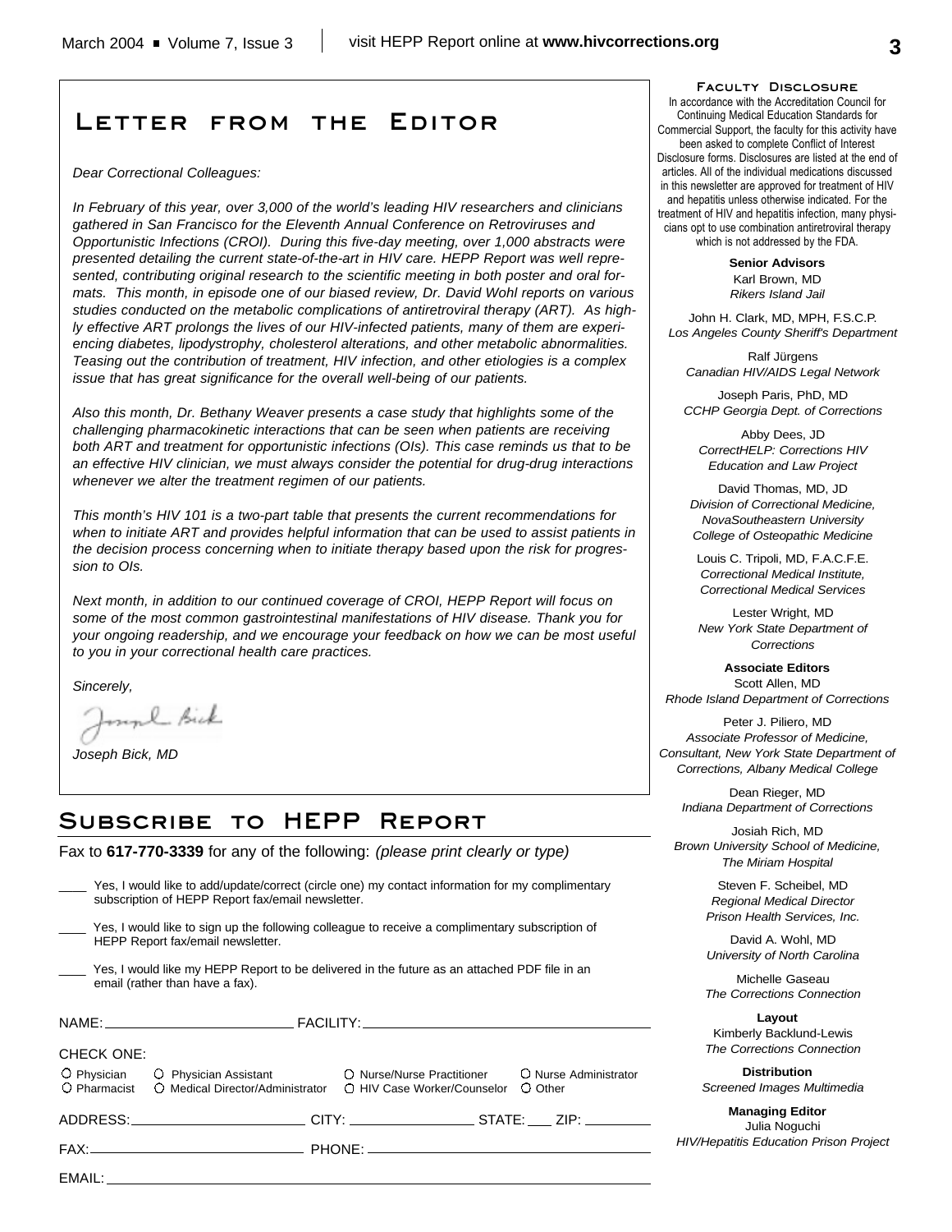# Letter from the Editor

*Dear Correctional Colleagues:*

*In February of this year, over 3,000 of the world's leading HIV researchers and clinicians gathered in San Francisco for the Eleventh Annual Conference on Retroviruses and Opportunistic Infections (CROI). During this five-day meeting, over 1,000 abstracts were presented detailing the current state-of-the-art in HIV care. HEPP Report was well represented, contributing original research to the scientific meeting in both poster and oral formats. This month, in episode one of our biased review, Dr. David Wohl reports on various studies conducted on the metabolic complications of antiretroviral therapy (ART). As highly effective ART prolongs the lives of our HIV-infected patients, many of them are experiencing diabetes, lipodystrophy, cholesterol alterations, and other metabolic abnormalities. Teasing out the contribution of treatment, HIV infection, and other etiologies is a complex issue that has great significance for the overall well-being of our patients.*

*Also this month, Dr. Bethany Weaver presents a case study that highlights some of the challenging pharmacokinetic interactions that can be seen when patients are receiving both ART and treatment for opportunistic infections (OIs). This case reminds us that to be an effective HIV clinician, we must always consider the potential for drug-drug interactions whenever we alter the treatment regimen of our patients.*

*This month's HIV 101 is a two-part table that presents the current recommendations for when to initiate ART and provides helpful information that can be used to assist patients in the decision process concerning when to initiate therapy based upon the risk for progression to OIs.*

*Next month, in addition to our continued coverage of CROI, HEPP Report will focus on some of the most common gastrointestinal manifestations of HIV disease. Thank you for your ongoing readership, and we encourage your feedback on how we can be most useful to you in your correctional health care practices.*

*Sincerely,*

*Joseph Bick, MD*

# Subscribe to HEPP Report

Fax to **617-770-3339** for any of the following: *(please print clearly or type)*

____ Yes, I would like to add/update/correct (circle one) my contact information for my complimentary subscription of HEPP Report fax/email newsletter.

____ Yes, I would like to sign up the following colleague to receive a complimentary subscription of HEPP Report fax/email newsletter.

____ Yes, I would like my HEPP Report to be delivered in the future as an attached PDF file in an email (rather than have a fax).

NAME: ______________________ FACILITY: ______________________

CHECK ONE:

○ Physician ○ Physician Assistant ○ Nurse/Nurse Practitioner ○ Nurse Administrator
○ Pharmacist ○ Medical Director/Administrator ○ HIV Case Worker/Counselor ○ Other

ADDRESS: ______________________ CITY: ______________ STATE: ___ ZIP: ________

FAX: ______________________ PHONE: ______________________

EMAIL: ______________________

### Faculty Disclosure

In accordance with the Accreditation Council for Continuing Medical Education Standards for Commercial Support, the faculty for this activity have been asked to complete Conflict of Interest Disclosure forms. Disclosures are listed at the end of articles. All of the individual medications discussed in this newsletter are approved for treatment of HIV and hepatitis unless otherwise indicated. For the treatment of HIV and hepatitis infection, many physicians opt to use combination antiretroviral therapy which is not addressed by the FDA.

**Senior Advisors**

Karl Brown, MD
*Rikers Island Jail*

John H. Clark, MD, MPH, F.S.C.P.
*Los Angeles County Sheriff's Department*

Ralf Jürgens
*Canadian HIV/AIDS Legal Network*

Joseph Paris, PhD, MD
*CCHP Georgia Dept. of Corrections*

Abby Dees, JD
*CorrectHELP: Corrections HIV Education and Law Project*

David Thomas, MD, JD
*Division of Correctional Medicine, NovaSoutheastern University College of Osteopathic Medicine*

Louis C. Tripoli, MD, F.A.C.F.E.
*Correctional Medical Institute, Correctional Medical Services*

Lester Wright, MD
*New York State Department of Corrections*

**Associate Editors**

Scott Allen, MD
*Rhode Island Department of Corrections*

Peter J. Piliero, MD
*Associate Professor of Medicine, Consultant, New York State Department of Corrections, Albany Medical College*

Dean Rieger, MD
*Indiana Department of Corrections*

Josiah Rich, MD
*Brown University School of Medicine, The Miriam Hospital*

Steven F. Scheibel, MD
*Regional Medical Director Prison Health Services, Inc.*

David A. Wohl, MD
*University of North Carolina*

Michelle Gaseau
*The Corrections Connection*

**Layout**

Kimberly Backlund-Lewis
*The Corrections Connection*

**Distribution**

*Screened Images Multimedia*

**Managing Editor**

Julia Noguchi
*HIV/Hepatitis Education Prison Project*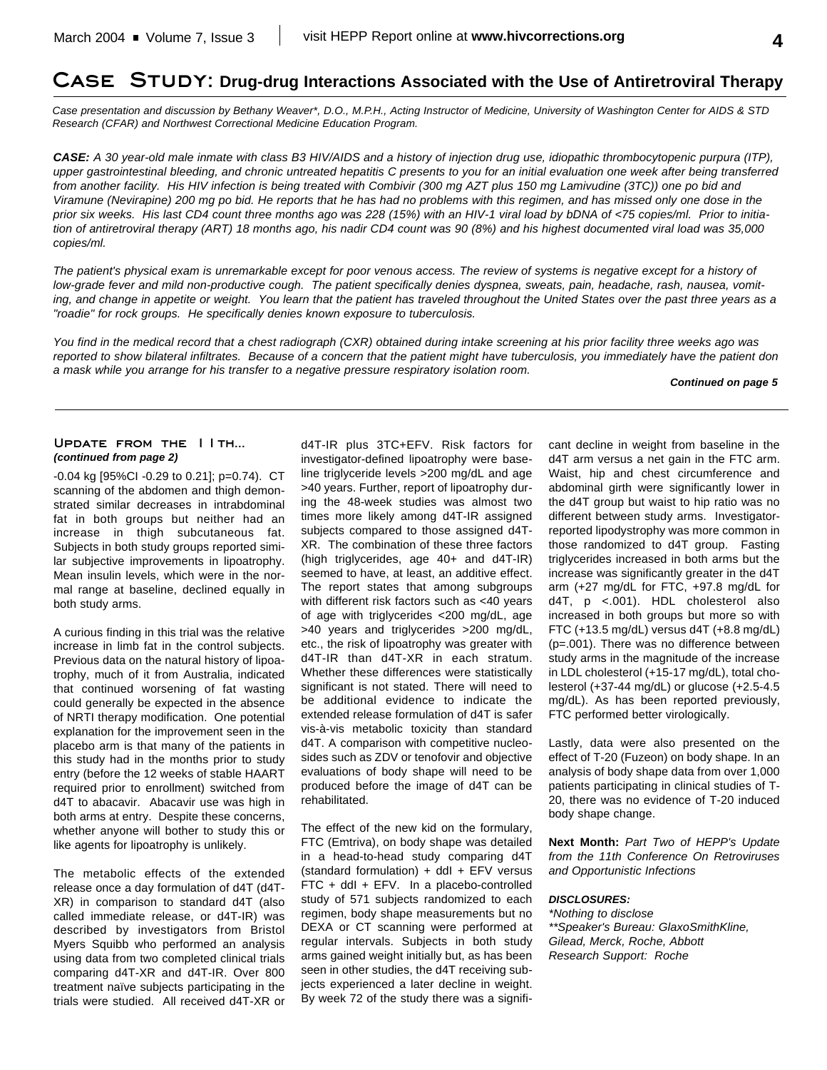# Case Study: Drug-drug Interactions Associated with the Use of Antiretroviral Therapy

*Case presentation and discussion by Bethany Weaver\*, D.O., M.P.H., Acting Instructor of Medicine, University of Washington Center for AIDS & STD Research (CFAR) and Northwest Correctional Medicine Education Program.*

***CASE:*** *A 30 year-old male inmate with class B3 HIV/AIDS and a history of injection drug use, idiopathic thrombocytopenic purpura (ITP), upper gastrointestinal bleeding, and chronic untreated hepatitis C presents to you for an initial evaluation one week after being transferred from another facility. His HIV infection is being treated with Combivir (300 mg AZT plus 150 mg Lamivudine (3TC)) one po bid and Viramune (Nevirapine) 200 mg po bid. He reports that he has had no problems with this regimen, and has missed only one dose in the prior six weeks. His last CD4 count three months ago was 228 (15%) with an HIV-1 viral load by bDNA of <75 copies/ml. Prior to initiation of antiretroviral therapy (ART) 18 months ago, his nadir CD4 count was 90 (8%) and his highest documented viral load was 35,000 copies/ml.*

*The patient's physical exam is unremarkable except for poor venous access. The review of systems is negative except for a history of low-grade fever and mild non-productive cough. The patient specifically denies dyspnea, sweats, pain, headache, rash, nausea, vomiting, and change in appetite or weight. You learn that the patient has traveled throughout the United States over the past three years as a "roadie" for rock groups. He specifically denies known exposure to tuberculosis.*

*You find in the medical record that a chest radiograph (CXR) obtained during intake screening at his prior facility three weeks ago was reported to show bilateral infiltrates. Because of a concern that the patient might have tuberculosis, you immediately have the patient don a mask while you arrange for his transfer to a negative pressure respiratory isolation room.*

***Continued on page 5***

---

## Update from the 11th...
***(continued from page 2)***

-0.04 kg [95%CI -0.29 to 0.21]; p=0.74). CT scanning of the abdomen and thigh demonstrated similar decreases in intrabdominal fat in both groups but neither had an increase in thigh subcutaneous fat. Subjects in both study groups reported similar subjective improvements in lipoatrophy. Mean insulin levels, which were in the normal range at baseline, declined equally in both study arms.

A curious finding in this trial was the relative increase in limb fat in the control subjects. Previous data on the natural history of lipoatrophy, much of it from Australia, indicated that continued worsening of fat wasting could generally be expected in the absence of NRTI therapy modification. One potential explanation for the improvement seen in the placebo arm is that many of the patients in this study had in the months prior to study entry (before the 12 weeks of stable HAART required prior to enrollment) switched from d4T to abacavir. Abacavir use was high in both arms at entry. Despite these concerns, whether anyone will bother to study this or like agents for lipoatrophy is unlikely.

The metabolic effects of the extended release once a day formulation of d4T (d4T-XR) in comparison to standard d4T (also called immediate release, or d4T-IR) was described by investigators from Bristol Myers Squibb who performed an analysis using data from two completed clinical trials comparing d4T-XR and d4T-IR. Over 800 treatment naïve subjects participating in the trials were studied. All received d4T-XR or d4T-IR plus 3TC+EFV. Risk factors for investigator-defined lipoatrophy were baseline triglyceride levels >200 mg/dL and age >40 years. Further, report of lipoatrophy during the 48-week studies was almost two times more likely among d4T-IR assigned subjects compared to those assigned d4T-XR. The combination of these three factors (high triglycerides, age 40+ and d4T-IR) seemed to have, at least, an additive effect. The report states that among subgroups with different risk factors such as <40 years of age with triglycerides <200 mg/dL, age >40 years and triglycerides >200 mg/dL, etc., the risk of lipoatrophy was greater with d4T-IR than d4T-XR in each stratum. Whether these differences were statistically significant is not stated. There will need to be additional evidence to indicate the extended release formulation of d4T is safer vis-à-vis metabolic toxicity than standard d4T. A comparison with competitive nucleosides such as ZDV or tenofovir and objective evaluations of body shape will need to be produced before the image of d4T can be rehabilitated.

The effect of the new kid on the formulary, FTC (Emtriva), on body shape was detailed in a head-to-head study comparing d4T (standard formulation) + ddI + EFV versus FTC + ddI + EFV. In a placebo-controlled study of 571 subjects randomized to each regimen, body shape measurements but no DEXA or CT scanning were performed at regular intervals. Subjects in both study arms gained weight initially but, as has been seen in other studies, the d4T receiving subjects experienced a later decline in weight. By week 72 of the study there was a significant decline in weight from baseline in the d4T arm versus a net gain in the FTC arm. Waist, hip and chest circumference and abdominal girth were significantly lower in the d4T group but waist to hip ratio was no different between study arms. Investigator-reported lipodystrophy was more common in those randomized to d4T group. Fasting triglycerides increased in both arms but the increase was significantly greater in the d4T arm (+27 mg/dL for FTC, +97.8 mg/dL for d4T, p <.001). HDL cholesterol also increased in both groups but more so with FTC (+13.5 mg/dL) versus d4T (+8.8 mg/dL) (p=.001). There was no difference between study arms in the magnitude of the increase in LDL cholesterol (+15-17 mg/dL), total cholesterol (+37-44 mg/dL) or glucose (+2.5-4.5 mg/dL). As has been reported previously, FTC performed better virologically.

Lastly, data were also presented on the effect of T-20 (Fuzeon) on body shape. In an analysis of body shape data from over 1,000 patients participating in clinical studies of T-20, there was no evidence of T-20 induced body shape change.

**Next Month:** *Part Two of HEPP's Update from the 11th Conference On Retroviruses and Opportunistic Infections*

***DISCLOSURES:***
*\*Nothing to disclose*
*\*\*Speaker's Bureau: GlaxoSmithKline, Gilead, Merck, Roche, Abbott*
*Research Support: Roche*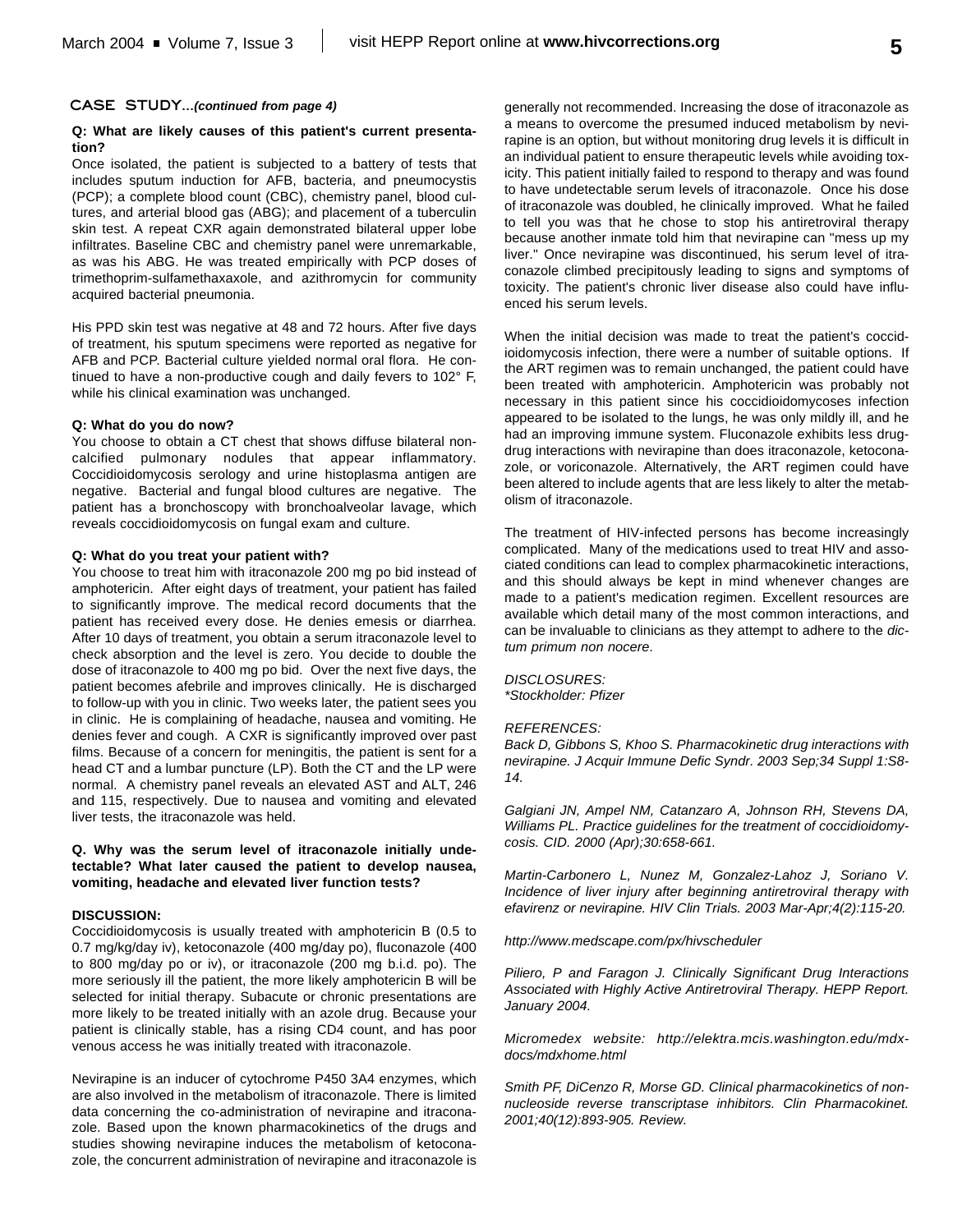**CASE STUDY...***(continued from page 4)*

**Q: What are likely causes of this patient's current presentation?**

Once isolated, the patient is subjected to a battery of tests that includes sputum induction for AFB, bacteria, and pneumocystis (PCP); a complete blood count (CBC), chemistry panel, blood cultures, and arterial blood gas (ABG); and placement of a tuberculin skin test. A repeat CXR again demonstrated bilateral upper lobe infiltrates. Baseline CBC and chemistry panel were unremarkable, as was his ABG. He was treated empirically with PCP doses of trimethoprim-sulfamethaxaxole, and azithromycin for community acquired bacterial pneumonia.

His PPD skin test was negative at 48 and 72 hours. After five days of treatment, his sputum specimens were reported as negative for AFB and PCP. Bacterial culture yielded normal oral flora. He continued to have a non-productive cough and daily fevers to 102° F, while his clinical examination was unchanged.

**Q: What do you do now?**

You choose to obtain a CT chest that shows diffuse bilateral non-calcified pulmonary nodules that appear inflammatory. Coccidioidomycosis serology and urine histoplasma antigen are negative. Bacterial and fungal blood cultures are negative. The patient has a bronchoscopy with bronchoalveolar lavage, which reveals coccidioidomycosis on fungal exam and culture.

**Q: What do you treat your patient with?**

You choose to treat him with itraconazole 200 mg po bid instead of amphotericin. After eight days of treatment, your patient has failed to significantly improve. The medical record documents that the patient has received every dose. He denies emesis or diarrhea. After 10 days of treatment, you obtain a serum itraconazole level to check absorption and the level is zero. You decide to double the dose of itraconazole to 400 mg po bid. Over the next five days, the patient becomes afebrile and improves clinically. He is discharged to follow-up with you in clinic. Two weeks later, the patient sees you in clinic. He is complaining of headache, nausea and vomiting. He denies fever and cough. A CXR is significantly improved over past films. Because of a concern for meningitis, the patient is sent for a head CT and a lumbar puncture (LP). Both the CT and the LP were normal. A chemistry panel reveals an elevated AST and ALT, 246 and 115, respectively. Due to nausea and vomiting and elevated liver tests, the itraconazole was held.

**Q. Why was the serum level of itraconazole initially undetectable? What later caused the patient to develop nausea, vomiting, headache and elevated liver function tests?**

**DISCUSSION:**

Coccidioidomycosis is usually treated with amphotericin B (0.5 to 0.7 mg/kg/day iv), ketoconazole (400 mg/day po), fluconazole (400 to 800 mg/day po or iv), or itraconazole (200 mg b.i.d. po). The more seriously ill the patient, the more likely amphotericin B will be selected for initial therapy. Subacute or chronic presentations are more likely to be treated initially with an azole drug. Because your patient is clinically stable, has a rising CD4 count, and has poor venous access he was initially treated with itraconazole.

Nevirapine is an inducer of cytochrome P450 3A4 enzymes, which are also involved in the metabolism of itraconazole. There is limited data concerning the co-administration of nevirapine and itraconazole. Based upon the known pharmacokinetics of the drugs and studies showing nevirapine induces the metabolism of ketoconazole, the concurrent administration of nevirapine and itraconazole is generally not recommended. Increasing the dose of itraconazole as a means to overcome the presumed induced metabolism by nevirapine is an option, but without monitoring drug levels it is difficult in an individual patient to ensure therapeutic levels while avoiding toxicity. This patient initially failed to respond to therapy and was found to have undetectable serum levels of itraconazole. Once his dose of itraconazole was doubled, he clinically improved. What he failed to tell you was that he chose to stop his antiretroviral therapy because another inmate told him that nevirapine can "mess up my liver." Once nevirapine was discontinued, his serum level of itraconazole climbed precipitously leading to signs and symptoms of toxicity. The patient's chronic liver disease also could have influenced his serum levels.

When the initial decision was made to treat the patient's coccidioidomycosis infection, there were a number of suitable options. If the ART regimen was to remain unchanged, the patient could have been treated with amphotericin. Amphotericin was probably not necessary in this patient since his coccidioidomycoses infection appeared to be isolated to the lungs, he was only mildly ill, and he had an improving immune system. Fluconazole exhibits less drug-drug interactions with nevirapine than does itraconazole, ketoconazole, or voriconazole. Alternatively, the ART regimen could have been altered to include agents that are less likely to alter the metabolism of itraconazole.

The treatment of HIV-infected persons has become increasingly complicated. Many of the medications used to treat HIV and associated conditions can lead to complex pharmacokinetic interactions, and this should always be kept in mind whenever changes are made to a patient's medication regimen. Excellent resources are available which detail many of the most common interactions, and can be invaluable to clinicians as they attempt to adhere to the *dictum primum non nocere*.

*DISCLOSURES:*
**Stockholder: Pfizer*

*REFERENCES:*

*Back D, Gibbons S, Khoo S. Pharmacokinetic drug interactions with nevirapine. J Acquir Immune Defic Syndr. 2003 Sep;34 Suppl 1:S8-14.*

*Galgiani JN, Ampel NM, Catanzaro A, Johnson RH, Stevens DA, Williams PL. Practice guidelines for the treatment of coccidioidomycosis. CID. 2000 (Apr);30:658-661.*

*Martin-Carbonero L, Nunez M, Gonzalez-Lahoz J, Soriano V. Incidence of liver injury after beginning antiretroviral therapy with efavirenz or nevirapine. HIV Clin Trials. 2003 Mar-Apr;4(2):115-20.*

*http://www.medscape.com/px/hivscheduler*

*Piliero, P and Faragon J. Clinically Significant Drug Interactions Associated with Highly Active Antiretroviral Therapy. HEPP Report. January 2004.*

*Micromedex website: http://elektra.mcis.washington.edu/mdxdocs/mdxhome.html*

*Smith PF, DiCenzo R, Morse GD. Clinical pharmacokinetics of non-nucleoside reverse transcriptase inhibitors. Clin Pharmacokinet. 2001;40(12):893-905. Review.*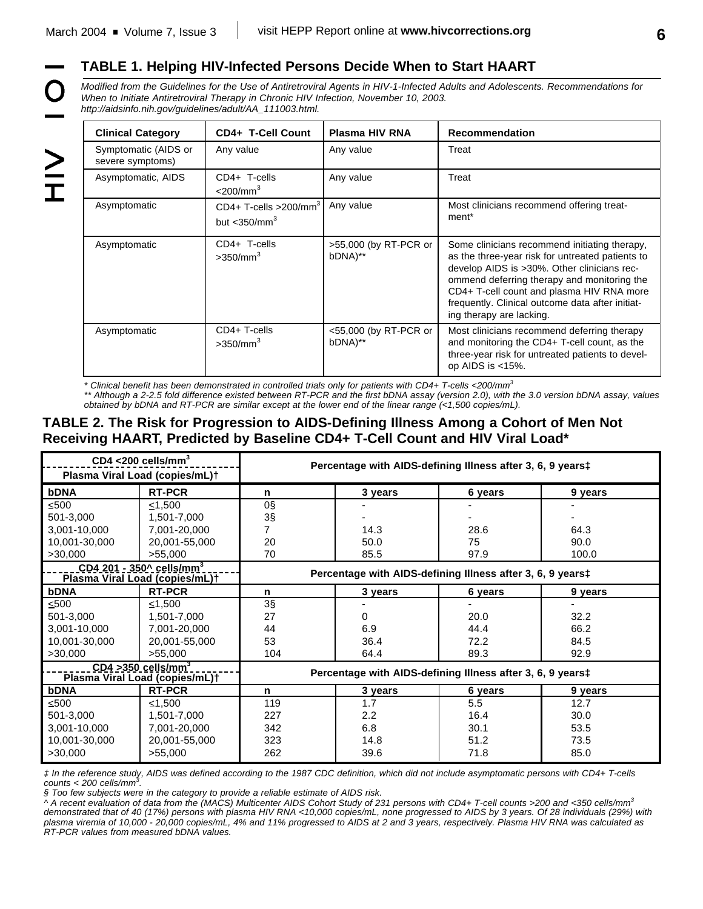## TABLE 1. Helping HIV-Infected Persons Decide When to Start HAART

*Modified from the Guidelines for the Use of Antiretroviral Agents in HIV-1-Infected Adults and Adolescents. Recommendations for When to Initiate Antiretroviral Therapy in Chronic HIV Infection, November 10, 2003. http://aidsinfo.nih.gov/guidelines/adult/AA_111003.html.*

| Clinical Category | CD4+ T-Cell Count | Plasma HIV RNA | Recommendation |
|---|---|---|---|
| Symptomatic (AIDS or severe symptoms) | Any value | Any value | Treat |
| Asymptomatic, AIDS | CD4+ T-cells <200/mm$^3$ | Any value | Treat |
| Asymptomatic | CD4+ T-cells >200/mm$^3$ but <350/mm$^3$ | Any value | Most clinicians recommend offering treatment* |
| Asymptomatic | CD4+ T-cells >350/mm$^3$ | >55,000 (by RT-PCR or bDNA)** | Some clinicians recommend initiating therapy, as the three-year risk for untreated patients to develop AIDS is >30%. Other clinicians recommend deferring therapy and monitoring the CD4+ T-cell count and plasma HIV RNA more frequently. Clinical outcome data after initiating therapy are lacking. |
| Asymptomatic | CD4+ T-cells >350/mm$^3$ | <55,000 (by RT-PCR or bDNA)** | Most clinicians recommend deferring therapy and monitoring the CD4+ T-cell count, as the three-year risk for untreated patients to develop AIDS is <15%. |

*\* Clinical benefit has been demonstrated in controlled trials only for patients with CD4+ T-cells <200/mm$^3$*

*\*\* Although a 2-2.5 fold difference existed between RT-PCR and the first bDNA assay (version 2.0), with the 3.0 version bDNA assay, values obtained by bDNA and RT-PCR are similar except at the lower end of the linear range (<1,500 copies/mL).*

## TABLE 2. The Risk for Progression to AIDS-Defining Illness Among a Cohort of Men Not Receiving HAART, Predicted by Baseline CD4+ T-Cell Count and HIV Viral Load*

| CD4 <200 cells/mm$^3$ Plasma Viral Load (copies/mL)† | | Percentage with AIDS-defining Illness after 3, 6, 9 years‡ | | | |
|---|---|---|---|---|---|
| **bDNA** | **RT-PCR** | **n** | **3 years** | **6 years** | **9 years** |
| ≤500 | ≤1,500 | 0§ | - | - | - |
| 501-3,000 | 1,501-7,000 | 3§ | - | - | - |
| 3,001-10,000 | 7,001-20,000 | 7 | 14.3 | 28.6 | 64.3 |
| 10,001-30,000 | 20,001-55,000 | 20 | 50.0 | 75 | 90.0 |
| >30,000 | >55,000 | 70 | 85.5 | 97.9 | 100.0 |
| **CD4 201 - 350^ cells/mm$^3$ Plasma Viral Load (copies/mL)†** | | **Percentage with AIDS-defining Illness after 3, 6, 9 years‡** | | | |
| **bDNA** | **RT-PCR** | **n** | **3 years** | **6 years** | **9 years** |
| ≤500 | ≤1,500 | 3§ | - | - | - |
| 501-3,000 | 1,501-7,000 | 27 | 0 | 20.0 | 32.2 |
| 3,001-10,000 | 7,001-20,000 | 44 | 6.9 | 44.4 | 66.2 |
| 10,001-30,000 | 20,001-55,000 | 53 | 36.4 | 72.2 | 84.5 |
| >30,000 | >55,000 | 104 | 64.4 | 89.3 | 92.9 |
| **CD4 >350 cells/mm$^3$ Plasma Viral Load (copies/mL)†** | | **Percentage with AIDS-defining Illness after 3, 6, 9 years‡** | | | |
| **bDNA** | **RT-PCR** | **n** | **3 years** | **6 years** | **9 years** |
| ≤500 | ≤1,500 | 119 | 1.7 | 5.5 | 12.7 |
| 501-3,000 | 1,501-7,000 | 227 | 2.2 | 16.4 | 30.0 |
| 3,001-10,000 | 7,001-20,000 | 342 | 6.8 | 30.1 | 53.5 |
| 10,001-30,000 | 20,001-55,000 | 323 | 14.8 | 51.2 | 73.5 |
| >30,000 | >55,000 | 262 | 39.6 | 71.8 | 85.0 |

*‡ In the reference study, AIDS was defined according to the 1987 CDC definition, which did not include asymptomatic persons with CD4+ T-cells counts < 200 cells/mm$^3$.*

*§ Too few subjects were in the category to provide a reliable estimate of AIDS risk.*

*^ A recent evaluation of data from the (MACS) Multicenter AIDS Cohort Study of 231 persons with CD4+ T-cell counts >200 and <350 cells/mm$^3$ demonstrated that of 40 (17%) persons with plasma HIV RNA <10,000 copies/mL, none progressed to AIDS by 3 years. Of 28 individuals (29%) with plasma viremia of 10,000 - 20,000 copies/mL, 4% and 11% progressed to AIDS at 2 and 3 years, respectively. Plasma HIV RNA was calculated as RT-PCR values from measured bDNA values.*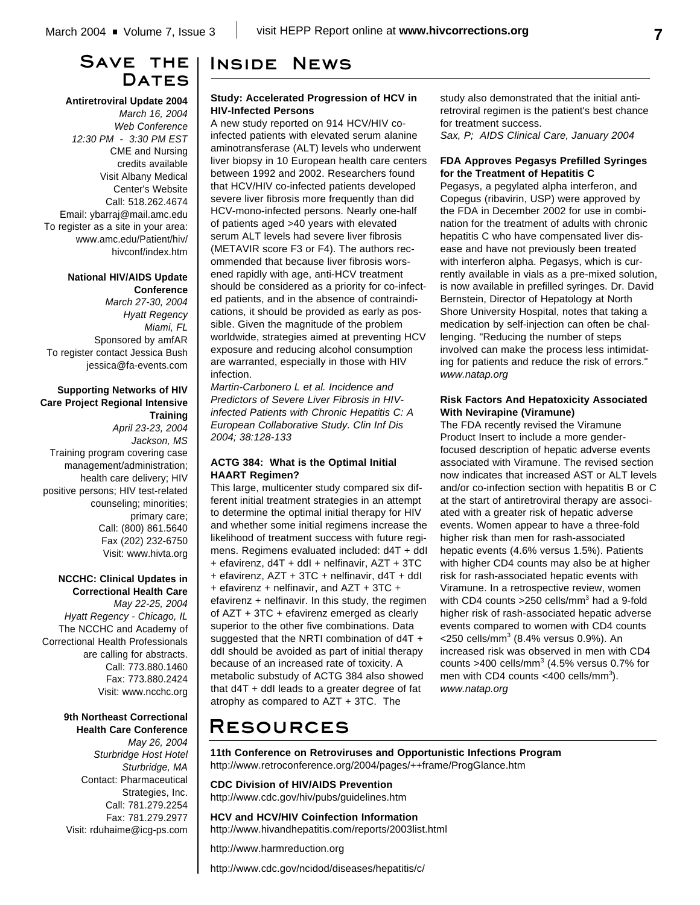# Save the Dates

**Antiretroviral Update 2004**
*March 16, 2004*
*Web Conference*
*12:30 PM - 3:30 PM EST*
CME and Nursing credits available
Visit Albany Medical Center's Website
Call: 518.262.4674
Email: ybarraj@mail.amc.edu
To register as a site in your area: www.amc.edu/Patient/hiv/hivconf/index.htm

**National HIV/AIDS Update Conference**
*March 27-30, 2004*
*Hyatt Regency*
*Miami, FL*
Sponsored by amfAR
To register contact Jessica Bush
jessica@fa-events.com

**Supporting Networks of HIV Care Project Regional Intensive Training**
*April 23-23, 2004*
*Jackson, MS*
Training program covering case management/administration; health care delivery; HIV positive persons; HIV test-related counseling; minorities; primary care;
Call: (800) 861.5640
Fax (202) 232-6750
Visit: www.hivta.org

**NCCHC: Clinical Updates in Correctional Health Care**
*May 22-25, 2004*
*Hyatt Regency - Chicago, IL*
The NCCHC and Academy of Correctional Health Professionals are calling for abstracts.
Call: 773.880.1460
Fax: 773.880.2424
Visit: www.ncchc.org

**9th Northeast Correctional Health Care Conference**
*May 26, 2004*
*Sturbridge Host Hotel*
*Sturbridge, MA*
Contact: Pharmaceutical Strategies, Inc.
Call: 781.279.2254
Fax: 781.279.2977
Visit: rduhaime@icg-ps.com

# Inside News

**Study: Accelerated Progression of HCV in HIV-Infected Persons**

A new study reported on 914 HCV/HIV co-infected patients with elevated serum alanine aminotransferase (ALT) levels who underwent liver biopsy in 10 European health care centers between 1992 and 2002. Researchers found that HCV/HIV co-infected patients developed severe liver fibrosis more frequently than did HCV-mono-infected persons. Nearly one-half of patients aged >40 years with elevated serum ALT levels had severe liver fibrosis (METAVIR score F3 or F4). The authors recommended that because liver fibrosis worsened rapidly with age, anti-HCV treatment should be considered as a priority for co-infected patients, and in the absence of contraindications, it should be provided as early as possible. Given the magnitude of the problem worldwide, strategies aimed at preventing HCV exposure and reducing alcohol consumption are warranted, especially in those with HIV infection.

*Martin-Carbonero L et al. Incidence and Predictors of Severe Liver Fibrosis in HIV-infected Patients with Chronic Hepatitis C: A European Collaborative Study. Clin Inf Dis 2004; 38:128-133*

**ACTG 384: What is the Optimal Initial HAART Regimen?**

This large, multicenter study compared six different initial treatment strategies in an attempt to determine the optimal initial therapy for HIV and whether some initial regimens increase the likelihood of treatment success with future regimens. Regimens evaluated included: d4T + ddI + efavirenz, d4T + ddI + nelfinavir, AZT + 3TC + efavirenz, AZT + 3TC + nelfinavir, d4T + ddI + efavirenz + nelfinavir, and AZT + 3TC + efavirenz + nelfinavir. In this study, the regimen of AZT + 3TC + efavirenz emerged as clearly superior to the other five combinations. Data suggested that the NRTI combination of d4T + ddI should be avoided as part of initial therapy because of an increased rate of toxicity. A metabolic substudy of ACTG 384 also showed that d4T + ddI leads to a greater degree of fat atrophy as compared to AZT + 3TC. The study also demonstrated that the initial antiretroviral regimen is the patient's best chance for treatment success.

*Sax, P; AIDS Clinical Care, January 2004*

**FDA Approves Pegasys Prefilled Syringes for the Treatment of Hepatitis C**

Pegasys, a pegylated alpha interferon, and Copegus (ribavirin, USP) were approved by the FDA in December 2002 for use in combination for the treatment of adults with chronic hepatitis C who have compensated liver disease and have not previously been treated with interferon alpha. Pegasys, which is currently available in vials as a pre-mixed solution, is now available in prefilled syringes. Dr. David Bernstein, Director of Hepatology at North Shore University Hospital, notes that taking a medication by self-injection can often be challenging. "Reducing the number of steps involved can make the process less intimidating for patients and reduce the risk of errors."

*www.natap.org*

**Risk Factors And Hepatoxicity Associated With Nevirapine (Viramune)**

The FDA recently revised the Viramune Product Insert to include a more gender-focused description of hepatic adverse events associated with Viramune. The revised section now indicates that increased AST or ALT levels and/or co-infection section with hepatitis B or C at the start of antiretroviral therapy are associated with a greater risk of hepatic adverse events. Women appear to have a three-fold higher risk than men for rash-associated hepatic events (4.6% versus 1.5%). Patients with higher CD4 counts may also be at higher risk for rash-associated hepatic events with Viramune. In a retrospective review, women with CD4 counts >250 cells/mm$^3$ had a 9-fold higher risk of rash-associated hepatic adverse events compared to women with CD4 counts <250 cells/mm$^3$ (8.4% versus 0.9%). An increased risk was observed in men with CD4 counts >400 cells/mm$^3$ (4.5% versus 0.7% for men with CD4 counts <400 cells/mm$^3$).

*www.natap.org*

# Resources

**11th Conference on Retroviruses and Opportunistic Infections Program**
http://www.retroconference.org/2004/pages/++frame/ProgGlance.htm

**CDC Division of HIV/AIDS Prevention**
http://www.cdc.gov/hiv/pubs/guidelines.htm

**HCV and HCV/HIV Coinfection Information**
http://www.hivandhepatitis.com/reports/2003list.html

http://www.harmreduction.org

http://www.cdc.gov/ncidod/diseases/hepatitis/c/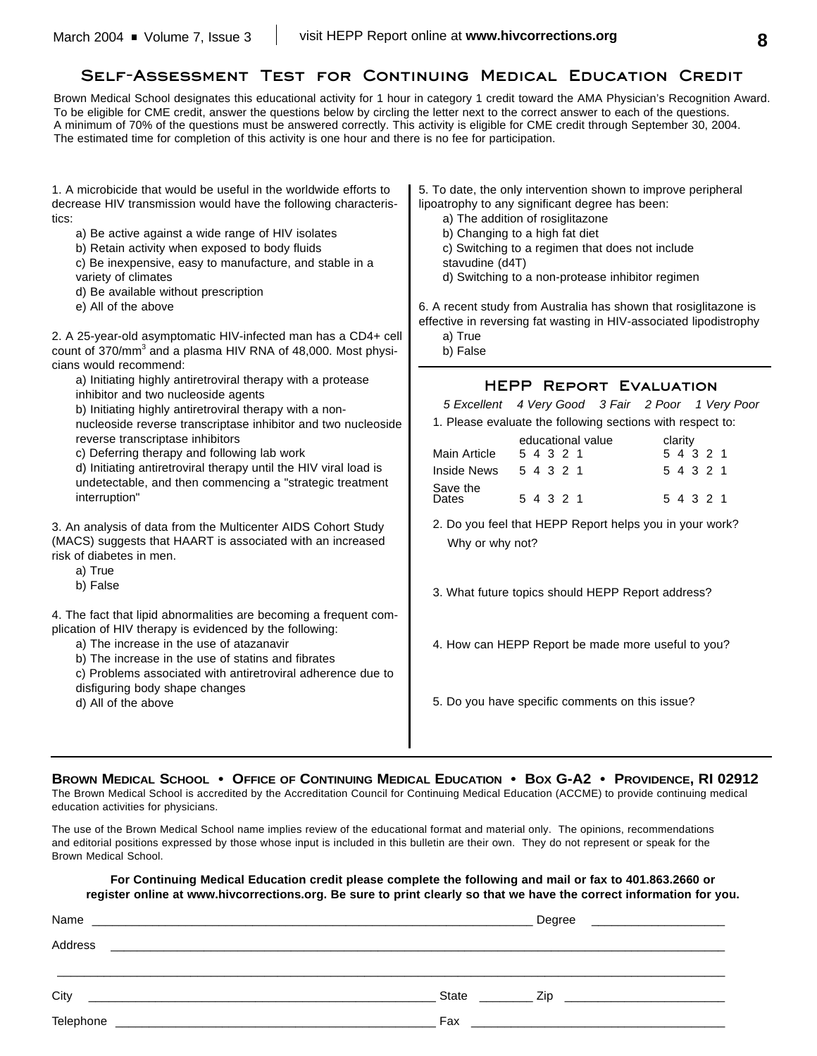## Self-Assessment Test for Continuing Medical Education Credit

Brown Medical School designates this educational activity for 1 hour in category 1 credit toward the AMA Physician's Recognition Award. To be eligible for CME credit, answer the questions below by circling the letter next to the correct answer to each of the questions. A minimum of 70% of the questions must be answered correctly. This activity is eligible for CME credit through September 30, 2004. The estimated time for completion of this activity is one hour and there is no fee for participation.

1. A microbicide that would be useful in the worldwide efforts to decrease HIV transmission would have the following characteristics:
   a) Be active against a wide range of HIV isolates
   b) Retain activity when exposed to body fluids
   c) Be inexpensive, easy to manufacture, and stable in a variety of climates
   d) Be available without prescription
   e) All of the above

2. A 25-year-old asymptomatic HIV-infected man has a CD4+ cell count of 370/mm$^3$ and a plasma HIV RNA of 48,000. Most physicians would recommend:
   a) Initiating highly antiretroviral therapy with a protease inhibitor and two nucleoside agents
   b) Initiating highly antiretroviral therapy with a non-nucleoside reverse transcriptase inhibitor and two nucleoside reverse transcriptase inhibitors
   c) Deferring therapy and following lab work
   d) Initiating antiretroviral therapy until the HIV viral load is undetectable, and then commencing a "strategic treatment interruption"

3. An analysis of data from the Multicenter AIDS Cohort Study (MACS) suggests that HAART is associated with an increased risk of diabetes in men.
   a) True
   b) False

4. The fact that lipid abnormalities are becoming a frequent complication of HIV therapy is evidenced by the following:
   a) The increase in the use of atazanavir
   b) The increase in the use of statins and fibrates
   c) Problems associated with antiretroviral adherence due to disfiguring body shape changes
   d) All of the above

5. To date, the only intervention shown to improve peripheral lipoatrophy to any significant degree has been:
   a) The addition of rosiglitazone
   b) Changing to a high fat diet
   c) Switching to a regimen that does not include stavudine (d4T)
   d) Switching to a non-protease inhibitor regimen

6. A recent study from Australia has shown that rosiglitazone is effective in reversing fat wasting in HIV-associated lipodistrophy
   a) True
   b) False

## HEPP Report Evaluation

*5 Excellent 4 Very Good 3 Fair 2 Poor 1 Very Poor*

1. Please evaluate the following sections with respect to:

| | educational value | clarity |
|---|---|---|
| Main Article | 5 4 3 2 1 | 5 4 3 2 1 |
| Inside News | 5 4 3 2 1 | 5 4 3 2 1 |
| Save the Dates | 5 4 3 2 1 | 5 4 3 2 1 |

2. Do you feel that HEPP Report helps you in your work? Why or why not?

3. What future topics should HEPP Report address?

4. How can HEPP Report be made more useful to you?

5. Do you have specific comments on this issue?

---

**Brown Medical School • Office of Continuing Medical Education • Box G-A2 • Providence, RI 02912**

The Brown Medical School is accredited by the Accreditation Council for Continuing Medical Education (ACCME) to provide continuing medical education activities for physicians.

The use of the Brown Medical School name implies review of the educational format and material only. The opinions, recommendations and editorial positions expressed by those whose input is included in this bulletin are their own. They do not represent or speak for the Brown Medical School.

**For Continuing Medical Education credit please complete the following and mail or fax to 401.863.2660 or register online at www.hivcorrections.org. Be sure to print clearly so that we have the correct information for you.**

Name ____________________ Degree ____________

Address ________________________________________

________________________________________________

City ____________________ State ________ Zip ____________

Telephone ____________________ Fax ____________________